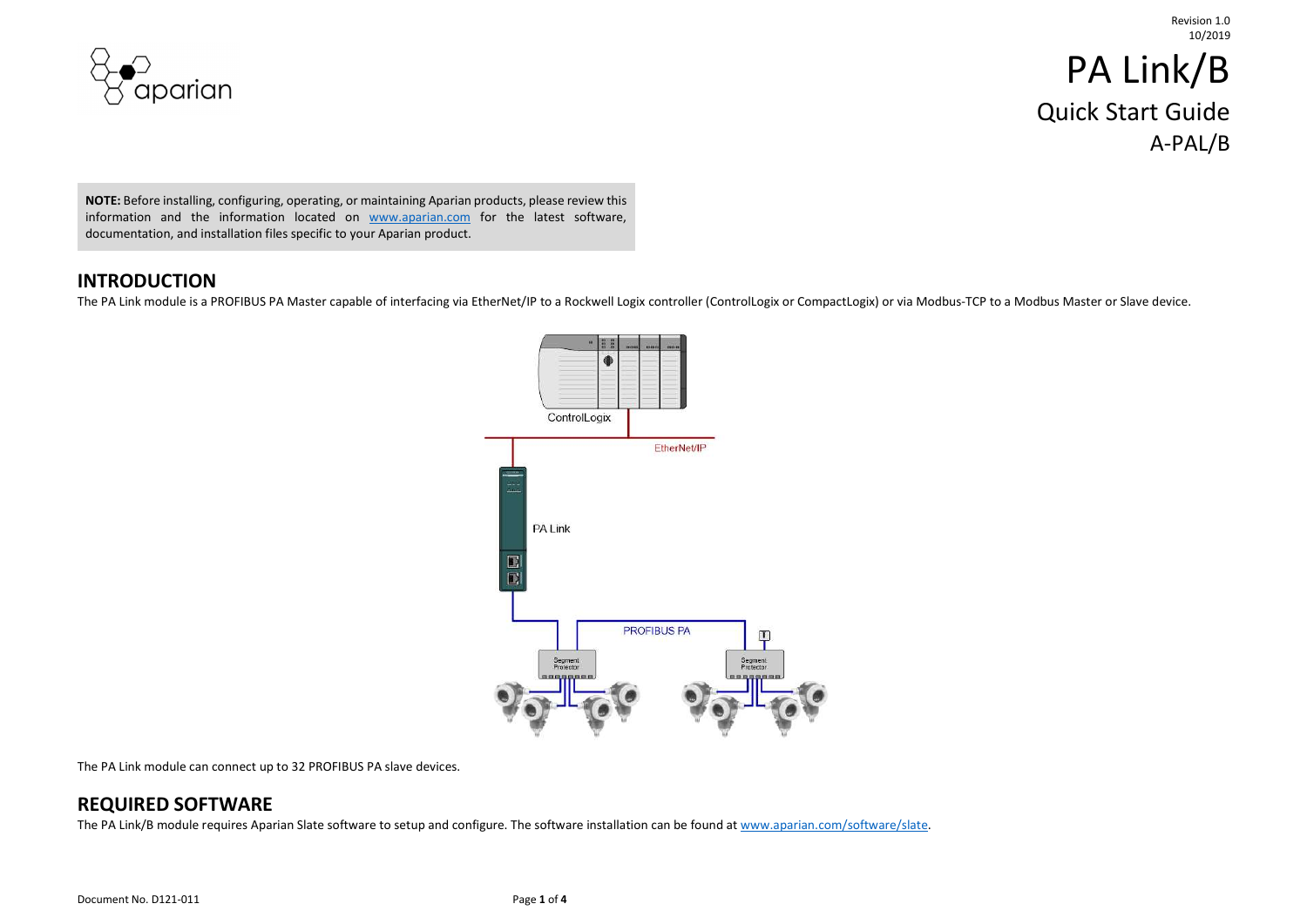Revision 1.0
10/2019

# PA Link/B

## Quick Start Guide

## A-PAL/B

**NOTE:** Before installing, configuring, operating, or maintaining Aparian products, please review this information and the information located on www.aparian.com for the latest software, documentation, and installation files specific to your Aparian product.

## INTRODUCTION

The PA Link module is a PROFIBUS PA Master capable of interfacing via EtherNet/IP to a Rockwell Logix controller (ControlLogix or CompactLogix) or via Modbus-TCP to a Modbus Master or Slave device.

The PA Link module can connect up to 32 PROFIBUS PA slave devices.

## REQUIRED SOFTWARE

The PA Link/B module requires Aparian Slate software to setup and configure. The software installation can be found at www.aparian.com/software/slate.

Document No. D121-011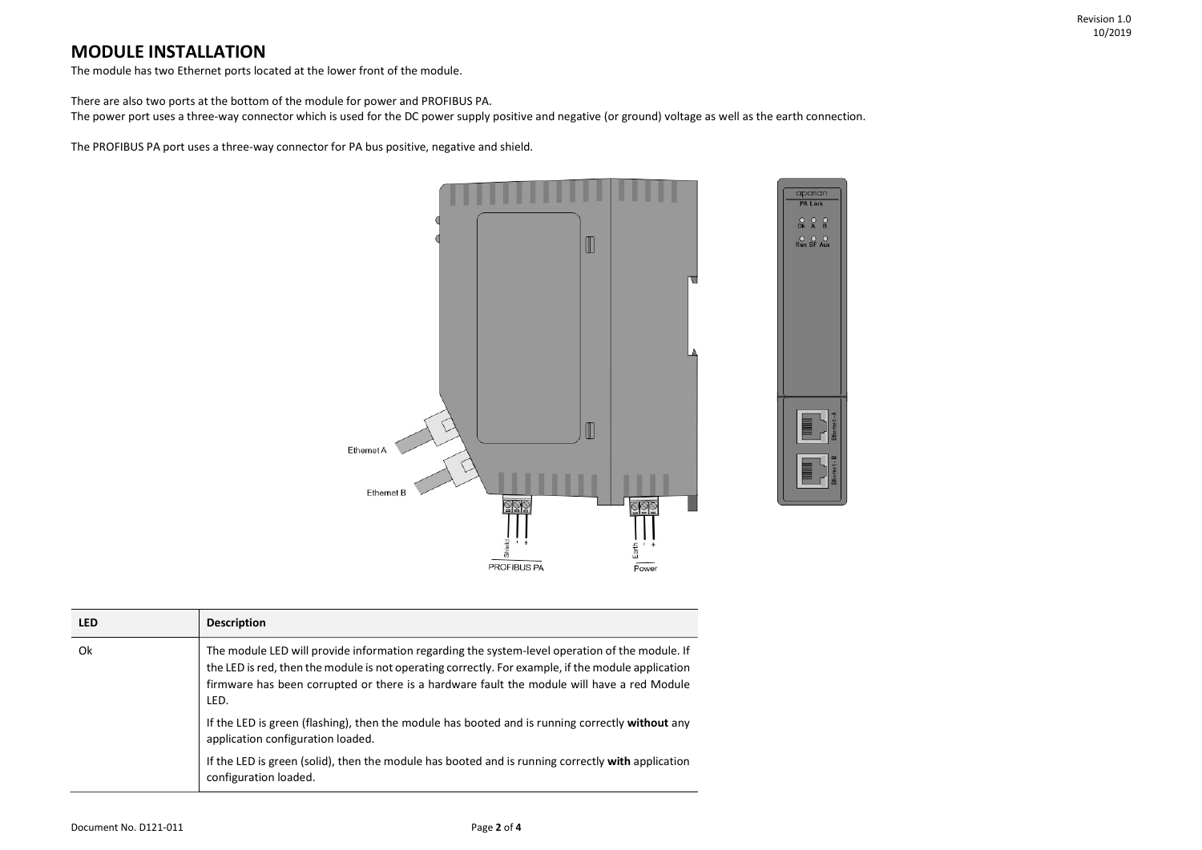# MODULE INSTALLATION

The module has two Ethernet ports located at the lower front of the module.

There are also two ports at the bottom of the module for power and PROFIBUS PA.
The power port uses a three-way connector which is used for the DC power supply positive and negative (or ground) voltage as well as the earth connection.

The PROFIBUS PA port uses a three-way connector for PA bus positive, negative and shield.

| LED | Description |
| --- | --- |
| Ok | The module LED will provide information regarding the system-level operation of the module. If the LED is red, then the module is not operating correctly. For example, if the module application firmware has been corrupted or there is a hardware fault the module will have a red Module LED.<br><br>If the LED is green (flashing), then the module has booted and is running correctly **without** any application configuration loaded.<br><br>If the LED is green (solid), then the module has booted and is running correctly **with** application configuration loaded. |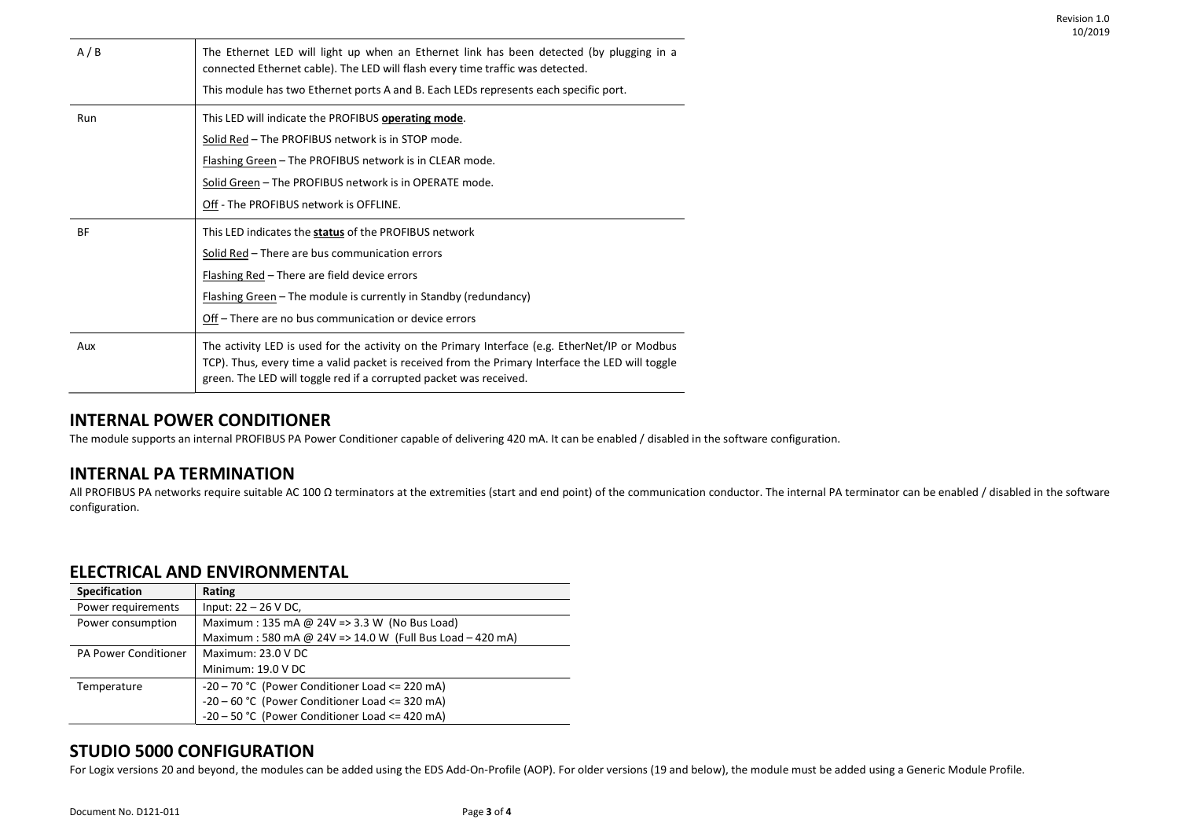| | |
|---|---|
| A / B | The Ethernet LED will light up when an Ethernet link has been detected (by plugging in a connected Ethernet cable). The LED will flash every time traffic was detected.<br><br>This module has two Ethernet ports A and B. Each LEDs represents each specific port. |
| Run | This LED will indicate the PROFIBUS **operating mode**.<br><br>Solid Red – The PROFIBUS network is in STOP mode.<br><br>Flashing Green – The PROFIBUS network is in CLEAR mode.<br><br>Solid Green – The PROFIBUS network is in OPERATE mode.<br><br>Off - The PROFIBUS network is OFFLINE. |
| BF | This LED indicates the **status** of the PROFIBUS network<br><br>Solid Red – There are bus communication errors<br><br>Flashing Red – There are field device errors<br><br>Flashing Green – The module is currently in Standby (redundancy)<br><br>Off – There are no bus communication or device errors |
| Aux | The activity LED is used for the activity on the Primary Interface (e.g. EtherNet/IP or Modbus TCP). Thus, every time a valid packet is received from the Primary Interface the LED will toggle green. The LED will toggle red if a corrupted packet was received. |

## INTERNAL POWER CONDITIONER

The module supports an internal PROFIBUS PA Power Conditioner capable of delivering 420 mA. It can be enabled / disabled in the software configuration.

## INTERNAL PA TERMINATION

All PROFIBUS PA networks require suitable AC 100 Ω terminators at the extremities (start and end point) of the communication conductor. The internal PA terminator can be enabled / disabled in the software configuration.

## ELECTRICAL AND ENVIRONMENTAL

| Specification | Rating |
|---|---|
| Power requirements | Input: 22 – 26 V DC, |
| Power consumption | Maximum : 135 mA @ 24V => 3.3 W (No Bus Load)<br>Maximum : 580 mA @ 24V => 14.0 W (Full Bus Load – 420 mA) |
| PA Power Conditioner | Maximum: 23.0 V DC<br>Minimum: 19.0 V DC |
| Temperature | -20 – 70 °C (Power Conditioner Load <= 220 mA)<br>-20 – 60 °C (Power Conditioner Load <= 320 mA)<br>-20 – 50 °C (Power Conditioner Load <= 420 mA) |

## STUDIO 5000 CONFIGURATION

For Logix versions 20 and beyond, the modules can be added using the EDS Add-On-Profile (AOP). For older versions (19 and below), the module must be added using a Generic Module Profile.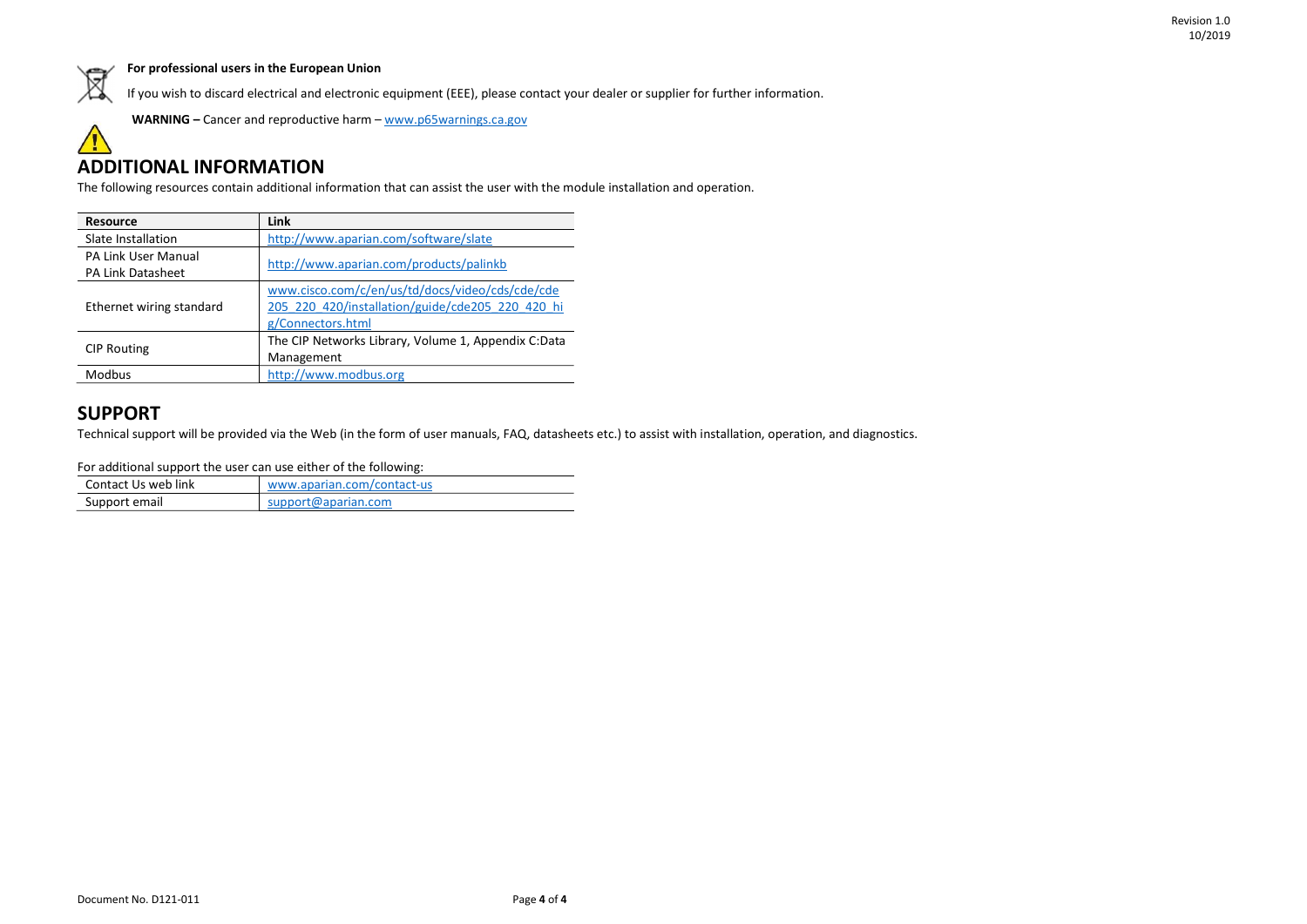**For professional users in the European Union**

If you wish to discard electrical and electronic equipment (EEE), please contact your dealer or supplier for further information.

**WARNING –** Cancer and reproductive harm – www.p65warnings.ca.gov

# ADDITIONAL INFORMATION

The following resources contain additional information that can assist the user with the module installation and operation.

| Resource | Link |
|---|---|
| Slate Installation | http://www.aparian.com/software/slate |
| PA Link User Manual<br>PA Link Datasheet | http://www.aparian.com/products/palinkb |
| Ethernet wiring standard | www.cisco.com/c/en/us/td/docs/video/cds/cde/cde205_220_420/installation/guide/cde205_220_420_hig/Connectors.html |
| CIP Routing | The CIP Networks Library, Volume 1, Appendix C:Data Management |
| Modbus | http://www.modbus.org |

# SUPPORT

Technical support will be provided via the Web (in the form of user manuals, FAQ, datasheets etc.) to assist with installation, operation, and diagnostics.

For additional support the user can use either of the following:

| | |
|---|---|
| Contact Us web link | www.aparian.com/contact-us |
| Support email | support@aparian.com |